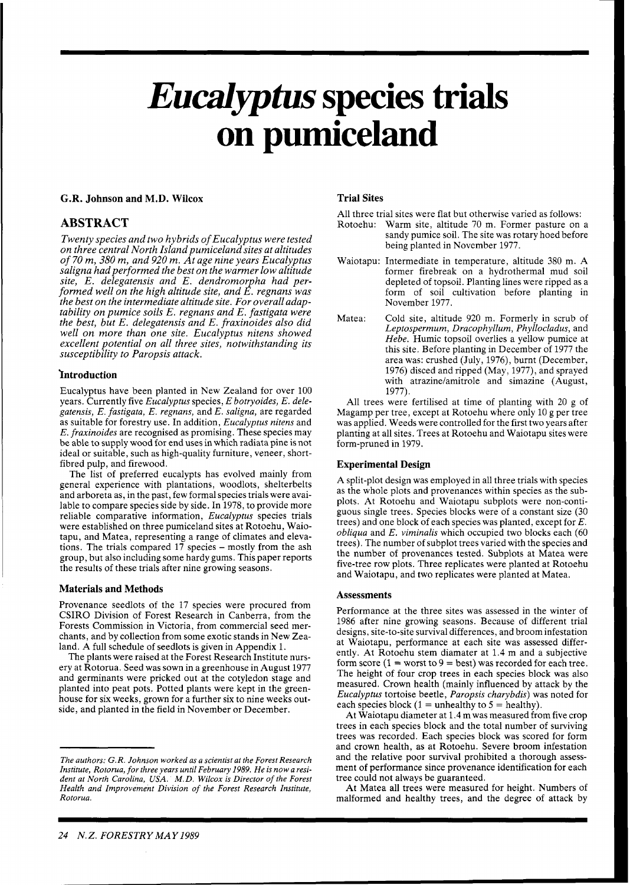# *Eucalyptus* species trials on pumiceland

**G.R. Johnson and M.D. Wilcox**

## ABSTRACT

*Twenty species and two hybrids of Eucalyptus were tested on three central North Island pumiceland sites at altitudes of 70 m, 380 m, and 920 m. At age nine years Eucalyptus saligna had performed the best on the warmer low altitude site, E. delegatensis and E. dendromorpha had performed well on the high altitude site, and E. regnans was the best on the intermediate altitude site. For overall adaptability on pumice soils E. regnans and E. fastigata were the best, but E. delegatensis and E. fraxinoides also did well on more than one site. Eucalyptus nitens showed excellent potential on all three sites, notwithstanding its susceptibility to Paropsis attack.*

## Introduction

Eucalyptus have been planted in New Zealand for over 100 years. Currently five *Eucalyptus* species, *E botryoides, E. delegatensis, E. fastigata, E. regnans,* and *E. saligna,* are regarded as suitable for forestry use. In addition, *Eucalyptus nitens* and *E. fraxinoides* are recognised as promising. These species may be able to supply wood for end uses in which radiata pine is not ideal or suitable, such as high-quality furniture, veneer, short-fibred pulp, and firewood.

The list of preferred eucalypts has evolved mainly from general experience with plantations, woodlots, shelterbelts and arboreta as, in the past, few formal species trials were available to compare species side by side. In 1978, to provide more reliable comparative information, *Eucalyptus* species trials were established on three pumiceland sites at Rotoehu, Waiotapu, and Matea, representing a range of climates and elevations. The trials compared 17 species – mostly from the ash group, but also including some hardy gums. This paper reports the results of these trials after nine growing seasons.

### Materials and Methods

Provenance seedlots of the 17 species were procured from CSIRO Division of Forest Research in Canberra, from the Forests Commission in Victoria, from commercial seed merchants, and by collection from some exotic stands in New Zealand. A full schedule of seedlots is given in Appendix 1.

The plants were raised at the Forest Research Institute nursery at Rotorua. Seed was sown in a greenhouse in August 1977 and germinants were pricked out at the cotyledon stage and planted into peat pots. Potted plants were kept in the greenhouse for six weeks, grown for a further six to nine weeks outside, and planted in the field in November or December.

*The authors: G.R. Johnson worked as a scientist at the Forest Research Institute, Rotorua, for three years until February 1989. He is now a resident at North Carolina, USA. M.D. Wilcox is Director of the Forest Health and Improvement Division of the Forest Research Institute, Rotorua.*

### Trial Sites

All three trial sites were flat but otherwise varied as follows:

- Rotoehu: Warm site, altitude 70 m. Former pasture on a sandy pumice soil. The site was rotary hoed before being planted in November 1977.
- Waiotapu: Intermediate in temperature, altitude 380 m. A former firebreak on a hydrothermal mud soil depleted of topsoil. Planting lines were ripped as a form of soil cultivation before planting in November 1977.
- Matea: Cold site, altitude 920 m. Formerly in scrub of *Leptospermum, Dracophyllum, Phyllocladus,* and *Hebe.* Humic topsoil overlies a yellow pumice at this site. Before planting in December of 1977 the area was: crushed (July, 1976), burnt (December, 1976) disced and ripped (May, 1977), and sprayed with atrazine/amitrole and simazine (August, 1977).

All trees were fertilised at time of planting with 20 g of Magamp per tree, except at Rotoehu where only 10 g per tree was applied. Weeds were controlled for the first two years after planting at all sites. Trees at Rotoehu and Waiotapu sites were form-pruned in 1979.

### Experimental Design

A split-plot design was employed in all three trials with species as the whole plots and provenances within species as the subplots. At Rotoehu and Waiotapu subplots were non-contiguous single trees. Species blocks were of a constant size (30 trees) and one block of each species was planted, except for *E. obliqua* and *E. viminalis* which occupied two blocks each (60 trees). The number of subplot trees varied with the species and the number of provenances tested. Subplots at Matea were five-tree row plots. Three replicates were planted at Rotoehu and Waiotapu, and two replicates were planted at Matea.

### Assessments

Performance at the three sites was assessed in the winter of 1986 after nine growing seasons. Because of different trial designs, site-to-site survival differences, and broom infestation at Waiotapu, performance at each site was assessed differently. At Rotoehu stem diamater at 1.4 m and a subjective form score (1 = worst to 9 = best) was recorded for each tree. The height of four crop trees in each species block was also measured. Crown health (mainly influenced by attack by the *Eucalyptus* tortoise beetle, *Paropsis charybdis*) was noted for each species block (1 = unhealthy to 5 = healthy).

At Waiotapu diameter at 1.4 m was measured from five crop trees in each species block and the total number of surviving trees was recorded. Each species block was scored for form and crown health, as at Rotoehu. Severe broom infestation and the relative poor survival prohibited a thorough assessment of performance since provenance identification for each tree could not always be guaranteed.

At Matea all trees were measured for height. Numbers of malformed and healthy trees, and the degree of attack by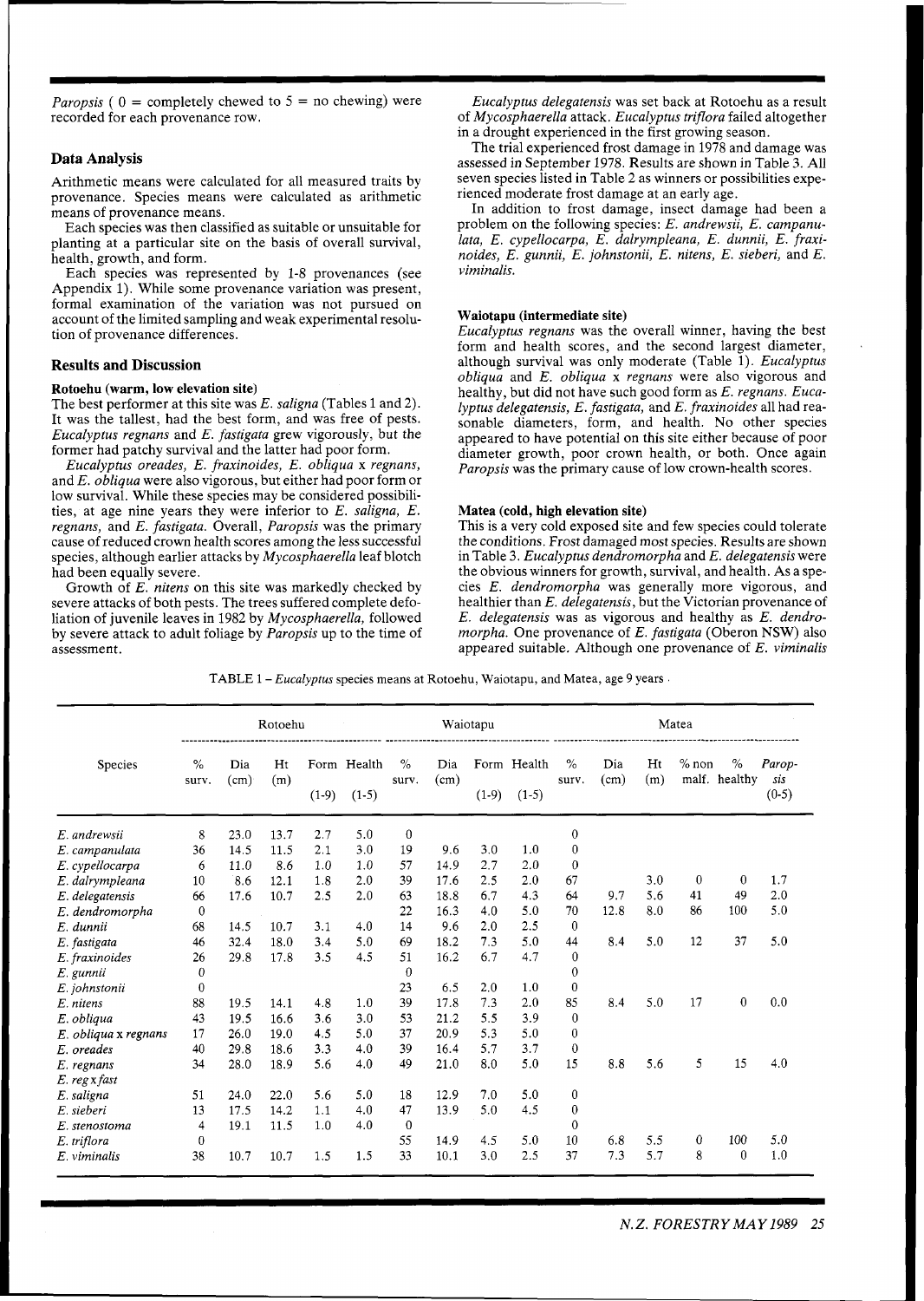*Paropsis* ( 0 = completely chewed to 5 = no chewing) were recorded for each provenance row.

## Data Analysis

Arithmetic means were calculated for all measured traits by provenance. Species means were calculated as arithmetic means of provenance means.

Each species was then classified as suitable or unsuitable for planting at a particular site on the basis of overall survival, health, growth, and form.

Each species was represented by 1-8 provenances (see Appendix 1). While some provenance variation was present, formal examination of the variation was not pursued on account of the limited sampling and weak experimental resolution of provenance differences.

## Results and Discussion

### Rotoehu (warm, low elevation site)

The best performer at this site was *E. saligna* (Tables 1 and 2). It was the tallest, had the best form, and was free of pests. *Eucalyptus regnans* and *E. fastigata* grew vigorously, but the former had patchy survival and the latter had poor form.

*Eucalyptus oreades, E. fraxinoides, E. obliqua* x *regnans*, and *E. obliqua* were also vigorous, but either had poor form or low survival. While these species may be considered possibilities, at age nine years they were inferior to *E. saligna, E. regnans,* and *E. fastigata*. Overall, *Paropsis* was the primary cause of reduced crown health scores among the less successful species, although earlier attacks by *Mycosphaerella* leaf blotch had been equally severe.

Growth of *E. nitens* on this site was markedly checked by severe attacks of both pests. The trees suffered complete defoliation of juvenile leaves in 1982 by *Mycosphaerella*, followed by severe attack to adult foliage by *Paropsis* up to the time of assessment.

*Eucalyptus delegatensis* was set back at Rotoehu as a result of *Mycosphaerella* attack. *Eucalyptus triflora* failed altogether in a drought experienced in the first growing season.

The trial experienced frost damage in 1978 and damage was assessed in September 1978. Results are shown in Table 3. All seven species listed in Table 2 as winners or possibilities experienced moderate frost damage at an early age.

In addition to frost damage, insect damage had been a problem on the following species: *E. andrewsii, E. campanulata, E. cypellocarpa, E. dalrympleana, E. dunnii, E. fraxinoides, E. gunnii, E. johnstonii, E. nitens, E. sieberi,* and *E. viminalis*.

### Waiotapu (intermediate site)

*Eucalyptus regnans* was the overall winner, having the best form and health scores, and the second largest diameter, although survival was only moderate (Table 1). *Eucalyptus obliqua* and *E. obliqua* x *regnans* were also vigorous and healthy, but did not have such good form as *E. regnans*. *Eucalyptus delegatensis, E. fastigata,* and *E. fraxinoides* all had reasonable diameters, form, and health. No other species appeared to have potential on this site either because of poor diameter growth, poor crown health, or both. Once again *Paropsis* was the primary cause of low crown-health scores.

### Matea (cold, high elevation site)

This is a very cold exposed site and few species could tolerate the conditions. Frost damaged most species. Results are shown in Table 3. *Eucalyptus dendromorpha* and *E. delegatensis* were the obvious winners for growth, survival, and health. As a species *E. dendromorpha* was generally more vigorous, and healthier than *E. delegatensis*, but the Victorian provenance of *E. delegatensis* was as vigorous and healthy as *E. dendromorpha*. One provenance of *E. fastigata* (Oberon NSW) also appeared suitable. Although one provenance of *E. viminalis*

TABLE 1 – *Eucalyptus* species means at Rotoehu, Waiotapu, and Matea, age 9 years

| Species | Rotoehu | | | | | Waiotapu | | | | Matea | | | | | |
|---|---|---|---|---|---|---|---|---|---|---|---|---|---|---|---|
| | % surv. | Dia (cm) | Ht (m) | Form (1-9) | Health (1-5) | % surv. | Dia (cm) | Form (1-9) | Health (1-5) | % surv. | Dia (cm) | Ht (m) | % non malf. | % healthy | *Paropsis* (0-5) |
| *E. andrewsii* | 8 | 23.0 | 13.7 | 2.7 | 5.0 | 0 | | | | 0 | | | | | |
| *E. campanulata* | 36 | 14.5 | 11.5 | 2.1 | 3.0 | 19 | 9.6 | 3.0 | 1.0 | 0 | | | | | |
| *E. cypellocarpa* | 6 | 11.0 | 8.6 | 1.0 | 1.0 | 57 | 14.9 | 2.7 | 2.0 | 0 | | | | | |
| *E. dalrympleana* | 10 | 8.6 | 12.1 | 1.8 | 2.0 | 39 | 17.6 | 2.5 | 2.0 | 67 | | 3.0 | 0 | 0 | 1.7 |
| *E. delegatensis* | 66 | 17.6 | 10.7 | 2.5 | 2.0 | 63 | 18.8 | 6.7 | 4.3 | 64 | 9.7 | 5.6 | 41 | 49 | 2.0 |
| *E. dendromorpha* | 0 | | | | | 22 | 16.3 | 4.0 | 5.0 | 70 | 12.8 | 8.0 | 86 | 100 | 5.0 |
| *E. dunnii* | 68 | 14.5 | 10.7 | 3.1 | 4.0 | 14 | 9.6 | 2.0 | 2.5 | 0 | | | | | |
| *E. fastigata* | 46 | 32.4 | 18.0 | 3.4 | 5.0 | 69 | 18.2 | 7.3 | 5.0 | 44 | 8.4 | 5.0 | 12 | 37 | 5.0 |
| *E. fraxinoides* | 26 | 29.8 | 17.8 | 3.5 | 4.5 | 51 | 16.2 | 6.7 | 4.7 | 0 | | | | | |
| *E. gunnii* | 0 | | | | | 0 | | | | 0 | | | | | |
| *E. johnstonii* | 0 | | | | | 23 | 6.5 | 2.0 | 1.0 | 0 | | | | | |
| *E. nitens* | 88 | 19.5 | 14.1 | 4.8 | 1.0 | 39 | 17.8 | 7.3 | 2.0 | 85 | 8.4 | 5.0 | 17 | 0 | 0.0 |
| *E. obliqua* | 43 | 19.5 | 16.6 | 3.6 | 3.0 | 53 | 21.2 | 5.5 | 3.9 | 0 | | | | | |
| *E. obliqua* x *regnans* | 17 | 26.0 | 19.0 | 4.5 | 5.0 | 37 | 20.9 | 5.3 | 5.0 | 0 | | | | | |
| *E. oreades* | 40 | 29.8 | 18.6 | 3.3 | 4.0 | 39 | 16.4 | 5.7 | 3.7 | 0 | | | | | |
| *E. regnans* | 34 | 28.0 | 18.9 | 5.6 | 4.0 | 49 | 21.0 | 8.0 | 5.0 | 15 | 8.8 | 5.6 | 5 | 15 | 4.0 |
| *E. reg* x *fast* | | | | | | | | | | | | | | | |
| *E. saligna* | 51 | 24.0 | 22.0 | 5.6 | 5.0 | 18 | 12.9 | 7.0 | 5.0 | 0 | | | | | |
| *E. sieberi* | 13 | 17.5 | 14.2 | 1.1 | 4.0 | 47 | 13.9 | 5.0 | 4.5 | 0 | | | | | |
| *E. stenostoma* | 4 | 19.1 | 11.5 | 1.0 | 4.0 | 0 | | | | 0 | | | | | |
| *E. triflora* | 0 | | | | | 55 | 14.9 | 4.5 | 5.0 | 10 | 6.8 | 5.5 | 0 | 100 | 5.0 |
| *E. viminalis* | 38 | 10.7 | 10.7 | 1.5 | 1.5 | 33 | 10.1 | 3.0 | 2.5 | 37 | 7.3 | 5.7 | 8 | 0 | 1.0 |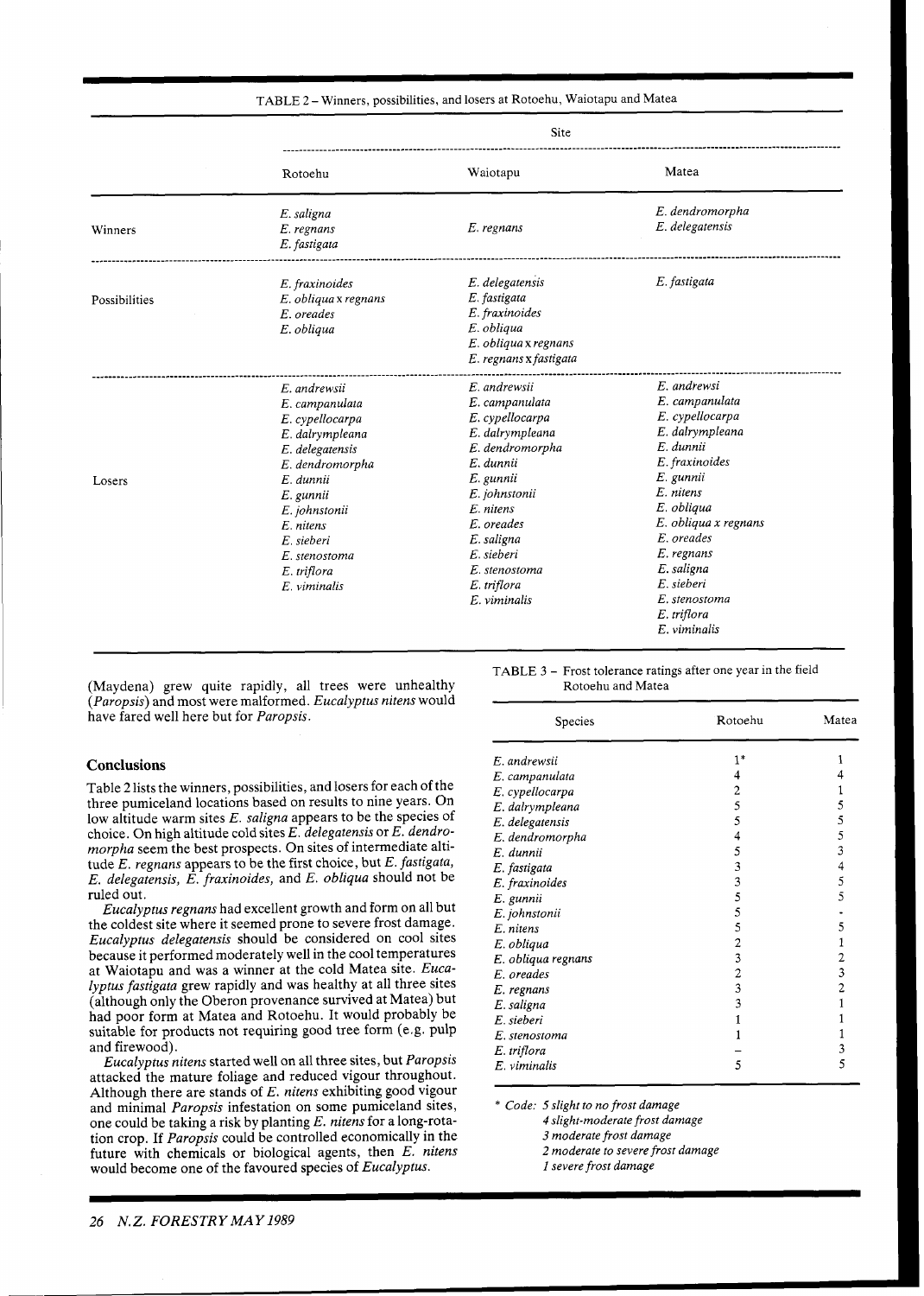TABLE 2 – Winners, possibilities, and losers at Rotoehu, Waiotapu and Matea

| | Site | | |
|---|---|---|---|
| | Rotoehu | Waiotapu | Matea |
| Winners | *E. saligna*<br>*E. regnans*<br>*E. fastigata* | *E. regnans* | *E. dendromorpha*<br>*E. delegatensis* |
| Possibilities | *E. fraxinoides*<br>*E. obliqua* x *regnans*<br>*E. oreades*<br>*E. obliqua* | *E. delegatensis*<br>*E. fastigata*<br>*E. fraxinoides*<br>*E. obliqua*<br>*E. obliqua* x *regnans*<br>*E. regnans* x *fastigata* | *E. fastigata* |
| Losers | *E. andrewsii*<br>*E. campanulata*<br>*E. cypellocarpa*<br>*E. dalrympleana*<br>*E. delegatensis*<br>*E. dendromorpha*<br>*E. dunnii*<br>*E. gunnii*<br>*E. johnstonii*<br>*E. nitens*<br>*E. sieberi*<br>*E. stenostoma*<br>*E. triflora*<br>*E. viminalis* | *E. andrewsii*<br>*E. campanulata*<br>*E. cypellocarpa*<br>*E. dalrympleana*<br>*E. dendromorpha*<br>*E. dunnii*<br>*E. gunnii*<br>*E. johnstonii*<br>*E. nitens*<br>*E. oreades*<br>*E. saligna*<br>*E. sieberi*<br>*E. stenostoma*<br>*E. triflora*<br>*E. viminalis* | *E. andrewsi*<br>*E. campanulata*<br>*E. cypellocarpa*<br>*E. dalrympleana*<br>*E. dunnii*<br>*E. fraxinoides*<br>*E. gunnii*<br>*E. nitens*<br>*E. obliqua*<br>*E. obliqua x regnans*<br>*E. oreades*<br>*E. regnans*<br>*E. saligna*<br>*E. sieberi*<br>*E. stenostoma*<br>*E. triflora*<br>*E. viminalis* |

(Maydena) grew quite rapidly, all trees were unhealthy (*Paropsis*) and most were malformed. *Eucalyptus nitens* would have fared well here but for *Paropsis*.

## Conclusions

Table 2 lists the winners, possibilities, and losers for each of the three pumiceland locations based on results to nine years. On low altitude warm sites *E. saligna* appears to be the species of choice. On high altitude cold sites *E. delegatensis* or *E. dendromorpha* seem the best prospects. On sites of intermediate altitude *E. regnans* appears to be the first choice, but *E. fastigata, E. delegatensis, E. fraxinoides,* and *E. obliqua* should not be ruled out.

*Eucalyptus regnans* had excellent growth and form on all but the coldest site where it seemed prone to severe frost damage. *Eucalyptus delegatensis* should be considered on cool sites because it performed moderately well in the cool temperatures at Waiotapu and was a winner at the cold Matea site. *Eucalyptus fastigata* grew rapidly and was healthy at all three sites (although only the Oberon provenance survived at Matea) but had poor form at Matea and Rotoehu. It would probably be suitable for products not requiring good tree form (e.g. pulp and firewood).

*Eucalyptus nitens* started well on all three sites, but *Paropsis* attacked the mature foliage and reduced vigour throughout. Although there are stands of *E. nitens* exhibiting good vigour and minimal *Paropsis* infestation on some pumiceland sites, one could be taking a risk by planting *E. nitens* for a long-rotation crop. If *Paropsis* could be controlled economically in the future with chemicals or biological agents, then *E. nitens* would become one of the favoured species of *Eucalyptus*.

TABLE 3 – Frost tolerance ratings after one year in the field Rotoehu and Matea

| Species | Rotoehu | Matea |
|---|---|---|
| *E. andrewsii* | 1* | 1 |
| *E. campanulata* | 4 | 4 |
| *E. cypellocarpa* | 2 | 1 |
| *E. dalrympleana* | 5 | 5 |
| *E. delegatensis* | 5 | 5 |
| *E. dendromorpha* | 4 | 5 |
| *E. dunnii* | 5 | 3 |
| *E. fastigata* | 3 | 4 |
| *E. fraxinoides* | 3 | 5 |
| *E. gunnii* | 5 | 5 |
| *E. johnstonii* | 5 | - |
| *E. nitens* | 5 | 5 |
| *E. obliqua* | 2 | 1 |
| *E. obliqua regnans* | 3 | 2 |
| *E. oreades* | 2 | 3 |
| *E. regnans* | 3 | 2 |
| *E. saligna* | 3 | 1 |
| *E. sieberi* | 1 | 1 |
| *E. stenostoma* | 1 | 1 |
| *E. triflora* | – | 3 |
| *E. viminalis* | 5 | 5 |

\* Code: *5 slight to no frost damage*
*4 slight-moderate frost damage*
*3 moderate frost damage*
*2 moderate to severe frost damage*
*1 severe frost damage*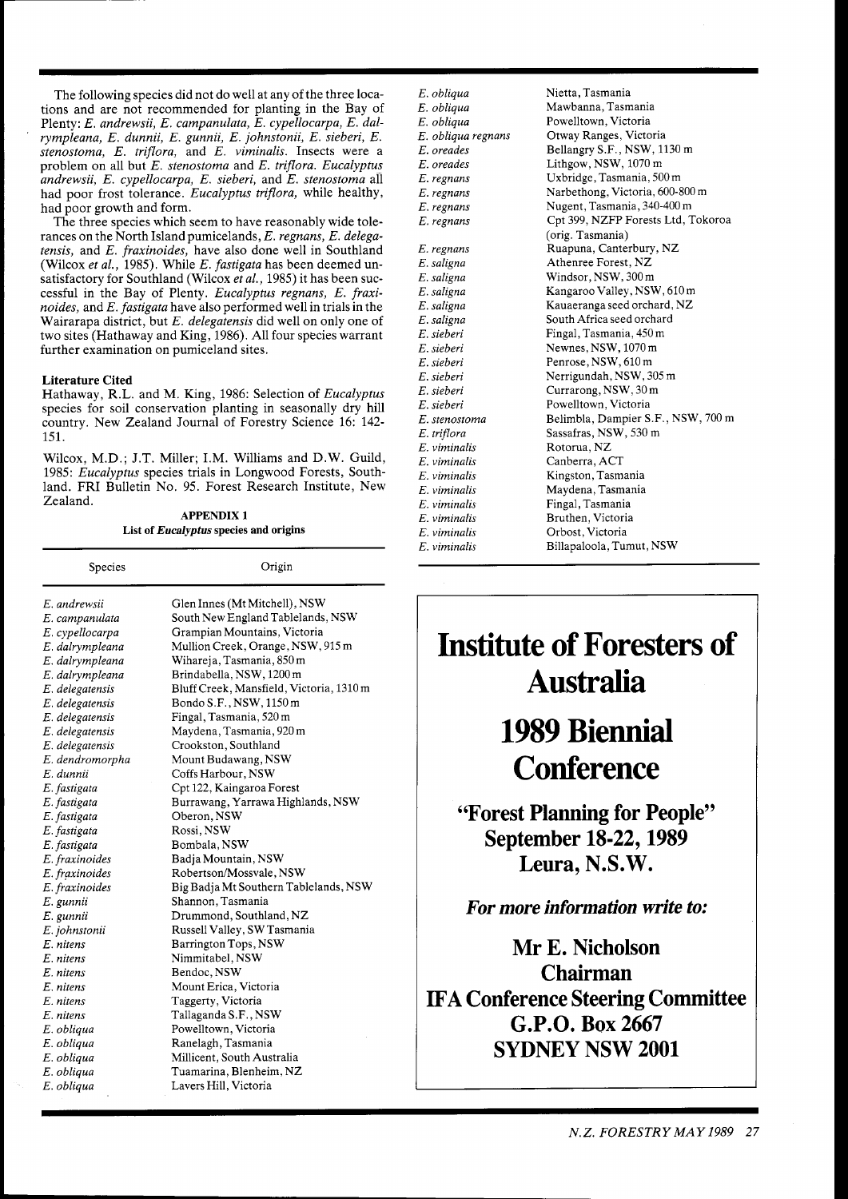The following species did not do well at any of the three locations and are not recommended for planting in the Bay of Plenty: *E. andrewsii, E. campanulata, E. cypellocarpa, E. dalrympleana, E. dunnii, E. gunnii, E. johnstonii, E. sieberi, E. stenostoma, E. triflora,* and *E. viminalis*. Insects were a problem on all but *E. stenostoma* and *E. triflora*. *Eucalyptus andrewsii, E. cypellocarpa, E. sieberi,* and *E. stenostoma* all had poor frost tolerance. *Eucalyptus triflora,* while healthy, had poor growth and form.

The three species which seem to have reasonably wide tolerances on the North Island pumicelands, *E. regnans, E. delegatensis,* and *E. fraxinoides,* have also done well in Southland (Wilcox *et al.,* 1985). While *E. fastigata* has been deemed unsatisfactory for Southland (Wilcox *et al.,* 1985) it has been successful in the Bay of Plenty. *Eucalyptus regnans, E. fraxinoides,* and *E. fastigata* have also performed well in trials in the Wairarapa district, but *E. delegatensis* did well on only one of two sites (Hathaway and King, 1986). All four species warrant further examination on pumiceland sites.

#### Literature Cited

Hathaway, R.L. and M. King, 1986: Selection of *Eucalyptus* species for soil conservation planting in seasonally dry hill country. New Zealand Journal of Forestry Science 16: 142-151.

Wilcox, M.D.; J.T. Miller; I.M. Williams and D.W. Guild, 1985: *Eucalyptus* species trials in Longwood Forests, Southland. FRI Bulletin No. 95. Forest Research Institute, New Zealand.

**APPENDIX 1**

**List of *Eucalyptus* species and origins**

| Species | Origin |
|---|---|
| *E. andrewsii* | Glen Innes (Mt Mitchell), NSW |
| *E. campanulata* | South New England Tablelands, NSW |
| *E. cypellocarpa* | Grampian Mountains, Victoria |
| *E. dalrympleana* | Mullion Creek, Orange, NSW, 915 m |
| *E. dalrympleana* | Wihareja, Tasmania, 850 m |
| *E. dalrympleana* | Brindabella, NSW, 1200 m |
| *E. delegatensis* | Bluff Creek, Mansfield, Victoria, 1310 m |
| *E. delegatensis* | Bondo S.F., NSW, 1150 m |
| *E. delegatensis* | Fingal, Tasmania, 520 m |
| *E. delegatensis* | Maydena, Tasmania, 920 m |
| *E. delegatensis* | Crookston, Southland |
| *E. dendromorpha* | Mount Budawang, NSW |
| *E. dunnii* | Coffs Harbour, NSW |
| *E. fastigata* | Cpt 122, Kaingaroa Forest |
| *E. fastigata* | Burrawang, Yarrawa Highlands, NSW |
| *E. fastigata* | Oberon, NSW |
| *E. fastigata* | Rossi, NSW |
| *E. fastigata* | Bombala, NSW |
| *E. fraxinoides* | Badja Mountain, NSW |
| *E. fraxinoides* | Robertson/Mossvale, NSW |
| *E. fraxinoides* | Big Badja Mt Southern Tablelands, NSW |
| *E. gunnii* | Shannon, Tasmania |
| *E. gunnii* | Drummond, Southland, NZ |
| *E. johnstonii* | Russell Valley, SW Tasmania |
| *E. nitens* | Barrington Tops, NSW |
| *E. nitens* | Nimmitabel, NSW |
| *E. nitens* | Bendoc, NSW |
| *E. nitens* | Mount Erica, Victoria |
| *E. nitens* | Taggerty, Victoria |
| *E. nitens* | Tallaganda S.F., NSW |
| *E. obliqua* | Powelltown, Victoria |
| *E. obliqua* | Ranelagh, Tasmania |
| *E. obliqua* | Millicent, South Australia |
| *E. obliqua* | Tuamarina, Blenheim, NZ |
| *E. obliqua* | Lavers Hill, Victoria |
| *E. obliqua* | Nietta, Tasmania |
| *E. obliqua* | Mawbanna, Tasmania |
| *E. obliqua* | Powelltown, Victoria |
| *E. obliqua regnans* | Otway Ranges, Victoria |
| *E. oreades* | Bellangry S.F., NSW, 1130 m |
| *E. oreades* | Lithgow, NSW, 1070 m |
| *E. regnans* | Uxbridge, Tasmania, 500 m |
| *E. regnans* | Narbethong, Victoria, 600-800 m |
| *E. regnans* | Nugent, Tasmania, 340-400 m |
| *E. regnans* | Cpt 399, NZFP Forests Ltd, Tokoroa (orig. Tasmania) |
| *E. regnans* | Ruapuna, Canterbury, NZ |
| *E. saligna* | Athenree Forest, NZ |
| *E. saligna* | Windsor, NSW, 300 m |
| *E. saligna* | Kangaroo Valley, NSW, 610 m |
| *E. saligna* | Kauaeranga seed orchard, NZ |
| *E. saligna* | South Africa seed orchard |
| *E. sieberi* | Fingal, Tasmania, 450 m |
| *E. sieberi* | Newnes, NSW, 1070 m |
| *E. sieberi* | Penrose, NSW, 610 m |
| *E. sieberi* | Nerrigundah, NSW, 305 m |
| *E. sieberi* | Currarong, NSW, 30 m |
| *E. sieberi* | Powelltown, Victoria |
| *E. stenostoma* | Belimbla, Dampier S.F., NSW, 700 m |
| *E. triflora* | Sassafras, NSW, 530 m |
| *E. viminalis* | Rotorua, NZ |
| *E. viminalis* | Canberra, ACT |
| *E. viminalis* | Kingston, Tasmania |
| *E. viminalis* | Maydena, Tasmania |
| *E. viminalis* | Fingal, Tasmania |
| *E. viminalis* | Bruthen, Victoria |
| *E. viminalis* | Orbost, Victoria |
| *E. viminalis* | Billapaloola, Tumut, NSW |

# Institute of Foresters of Australia

# 1989 Biennial Conference

**"Forest Planning for People"**
**September 18-22, 1989**
**Leura, N.S.W.**

***For more information write to:***

**Mr E. Nicholson**
**Chairman**
**IFA Conference Steering Committee**
**G.P.O. Box 2667**
**SYDNEY NSW 2001**